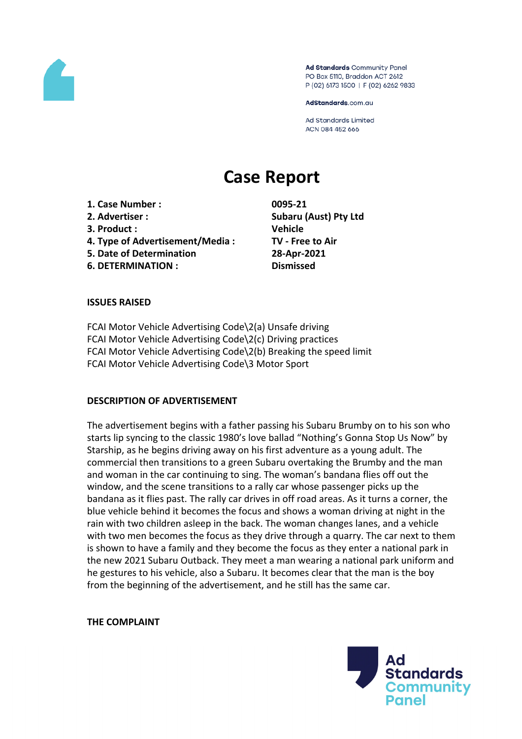Ad Standards Community Panel
PO Box 5110, Braddon ACT 2612
P (02) 6173 1500 | F (02) 6262 9833

AdStandards.com.au

Ad Standards Limited
ACN 084 452 666

# Case Report

| | |
|---|---|
| **1. Case Number :** | **0095-21** |
| **2. Advertiser :** | **Subaru (Aust) Pty Ltd** |
| **3. Product :** | **Vehicle** |
| **4. Type of Advertisement/Media :** | **TV - Free to Air** |
| **5. Date of Determination** | **28-Apr-2021** |
| **6. DETERMINATION :** | **Dismissed** |

**ISSUES RAISED**

FCAI Motor Vehicle Advertising Code\2(a) Unsafe driving
FCAI Motor Vehicle Advertising Code\2(c) Driving practices
FCAI Motor Vehicle Advertising Code\2(b) Breaking the speed limit
FCAI Motor Vehicle Advertising Code\3 Motor Sport

**DESCRIPTION OF ADVERTISEMENT**

The advertisement begins with a father passing his Subaru Brumby on to his son who starts lip syncing to the classic 1980's love ballad "Nothing's Gonna Stop Us Now" by Starship, as he begins driving away on his first adventure as a young adult. The commercial then transitions to a green Subaru overtaking the Brumby and the man and woman in the car continuing to sing. The woman's bandana flies off out the window, and the scene transitions to a rally car whose passenger picks up the bandana as it flies past. The rally car drives in off road areas. As it turns a corner, the blue vehicle behind it becomes the focus and shows a woman driving at night in the rain with two children asleep in the back. The woman changes lanes, and a vehicle with two men becomes the focus as they drive through a quarry. The car next to them is shown to have a family and they become the focus as they enter a national park in the new 2021 Subaru Outback. They meet a man wearing a national park uniform and he gestures to his vehicle, also a Subaru. It becomes clear that the man is the boy from the beginning of the advertisement, and he still has the same car.

**THE COMPLAINT**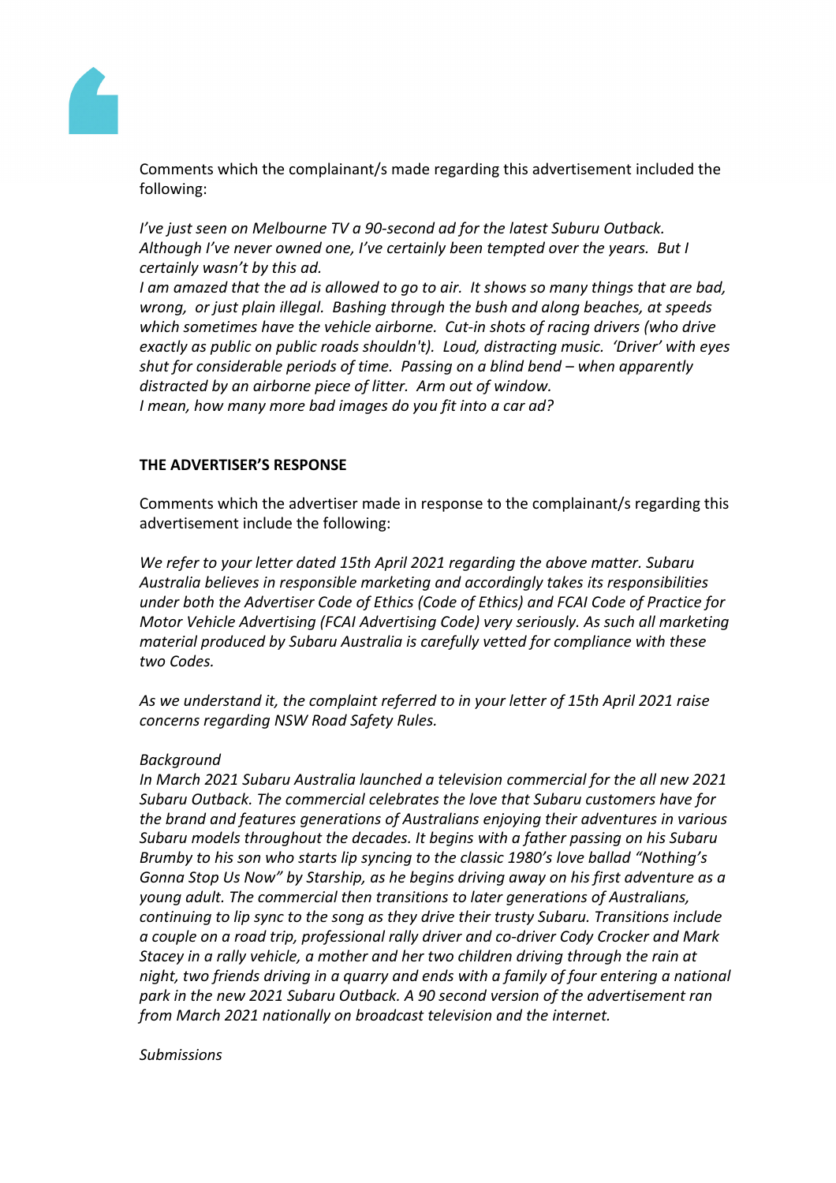Comments which the complainant/s made regarding this advertisement included the following:

*I've just seen on Melbourne TV a 90-second ad for the latest Suburu Outback. Although I've never owned one, I've certainly been tempted over the years. But I certainly wasn't by this ad.*
*I am amazed that the ad is allowed to go to air. It shows so many things that are bad, wrong, or just plain illegal. Bashing through the bush and along beaches, at speeds which sometimes have the vehicle airborne. Cut-in shots of racing drivers (who drive exactly as public on public roads shouldn't). Loud, distracting music. 'Driver' with eyes shut for considerable periods of time. Passing on a blind bend – when apparently distracted by an airborne piece of litter. Arm out of window.*
*I mean, how many more bad images do you fit into a car ad?*

**THE ADVERTISER'S RESPONSE**

Comments which the advertiser made in response to the complainant/s regarding this advertisement include the following:

*We refer to your letter dated 15th April 2021 regarding the above matter. Subaru Australia believes in responsible marketing and accordingly takes its responsibilities under both the Advertiser Code of Ethics (Code of Ethics) and FCAI Code of Practice for Motor Vehicle Advertising (FCAI Advertising Code) very seriously. As such all marketing material produced by Subaru Australia is carefully vetted for compliance with these two Codes.*

*As we understand it, the complaint referred to in your letter of 15th April 2021 raise concerns regarding NSW Road Safety Rules.*

*Background*
*In March 2021 Subaru Australia launched a television commercial for the all new 2021 Subaru Outback. The commercial celebrates the love that Subaru customers have for the brand and features generations of Australians enjoying their adventures in various Subaru models throughout the decades. It begins with a father passing on his Subaru Brumby to his son who starts lip syncing to the classic 1980's love ballad "Nothing's Gonna Stop Us Now" by Starship, as he begins driving away on his first adventure as a young adult. The commercial then transitions to later generations of Australians, continuing to lip sync to the song as they drive their trusty Subaru. Transitions include a couple on a road trip, professional rally driver and co-driver Cody Crocker and Mark Stacey in a rally vehicle, a mother and her two children driving through the rain at night, two friends driving in a quarry and ends with a family of four entering a national park in the new 2021 Subaru Outback. A 90 second version of the advertisement ran from March 2021 nationally on broadcast television and the internet.*

*Submissions*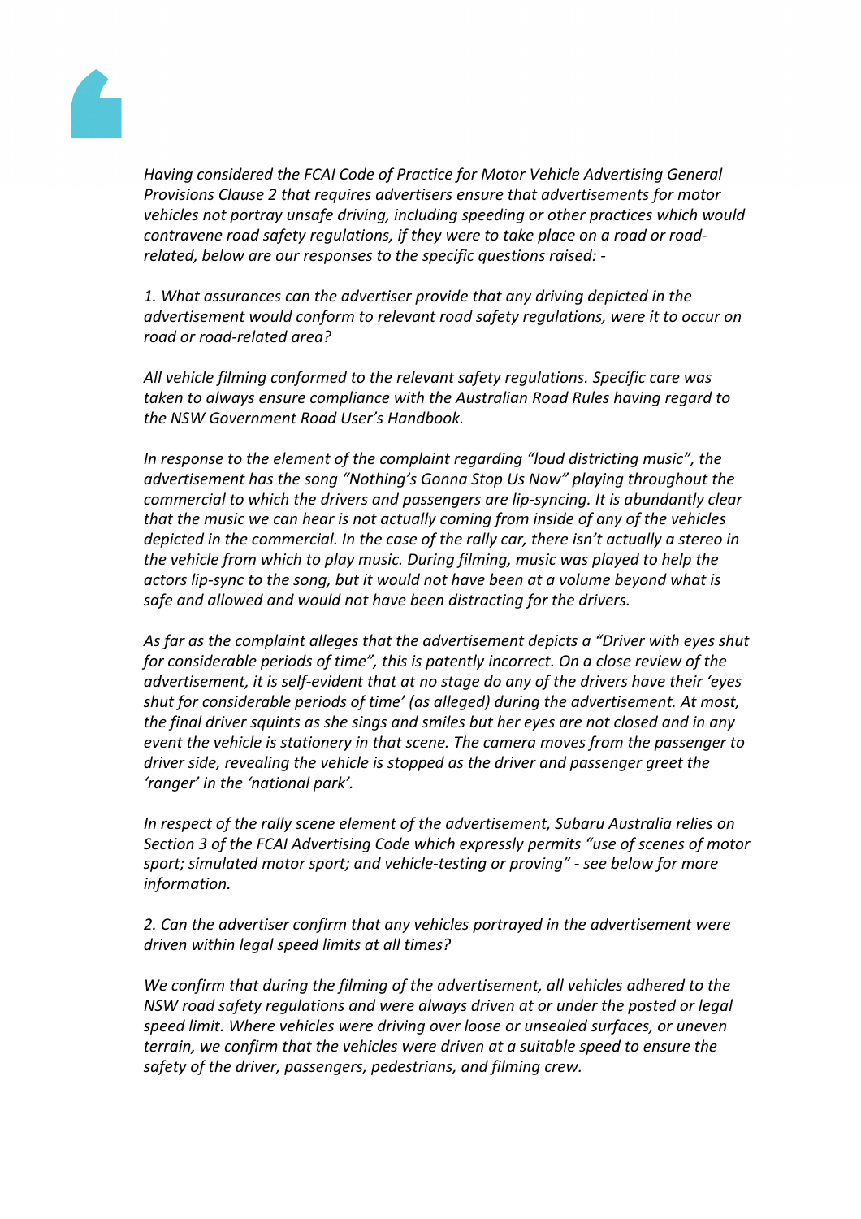*Having considered the FCAI Code of Practice for Motor Vehicle Advertising General Provisions Clause 2 that requires advertisers ensure that advertisements for motor vehicles not portray unsafe driving, including speeding or other practices which would contravene road safety regulations, if they were to take place on a road or road-related, below are our responses to the specific questions raised: -*

*1. What assurances can the advertiser provide that any driving depicted in the advertisement would conform to relevant road safety regulations, were it to occur on road or road-related area?*

*All vehicle filming conformed to the relevant safety regulations. Specific care was taken to always ensure compliance with the Australian Road Rules having regard to the NSW Government Road User's Handbook.*

*In response to the element of the complaint regarding "loud districting music", the advertisement has the song "Nothing's Gonna Stop Us Now" playing throughout the commercial to which the drivers and passengers are lip-syncing. It is abundantly clear that the music we can hear is not actually coming from inside of any of the vehicles depicted in the commercial. In the case of the rally car, there isn't actually a stereo in the vehicle from which to play music. During filming, music was played to help the actors lip-sync to the song, but it would not have been at a volume beyond what is safe and allowed and would not have been distracting for the drivers.*

*As far as the complaint alleges that the advertisement depicts a "Driver with eyes shut for considerable periods of time", this is patently incorrect. On a close review of the advertisement, it is self-evident that at no stage do any of the drivers have their 'eyes shut for considerable periods of time' (as alleged) during the advertisement. At most, the final driver squints as she sings and smiles but her eyes are not closed and in any event the vehicle is stationery in that scene. The camera moves from the passenger to driver side, revealing the vehicle is stopped as the driver and passenger greet the 'ranger' in the 'national park'.*

*In respect of the rally scene element of the advertisement, Subaru Australia relies on Section 3 of the FCAI Advertising Code which expressly permits "use of scenes of motor sport; simulated motor sport; and vehicle-testing or proving" - see below for more information.*

*2. Can the advertiser confirm that any vehicles portrayed in the advertisement were driven within legal speed limits at all times?*

*We confirm that during the filming of the advertisement, all vehicles adhered to the NSW road safety regulations and were always driven at or under the posted or legal speed limit. Where vehicles were driving over loose or unsealed surfaces, or uneven terrain, we confirm that the vehicles were driven at a suitable speed to ensure the safety of the driver, passengers, pedestrians, and filming crew.*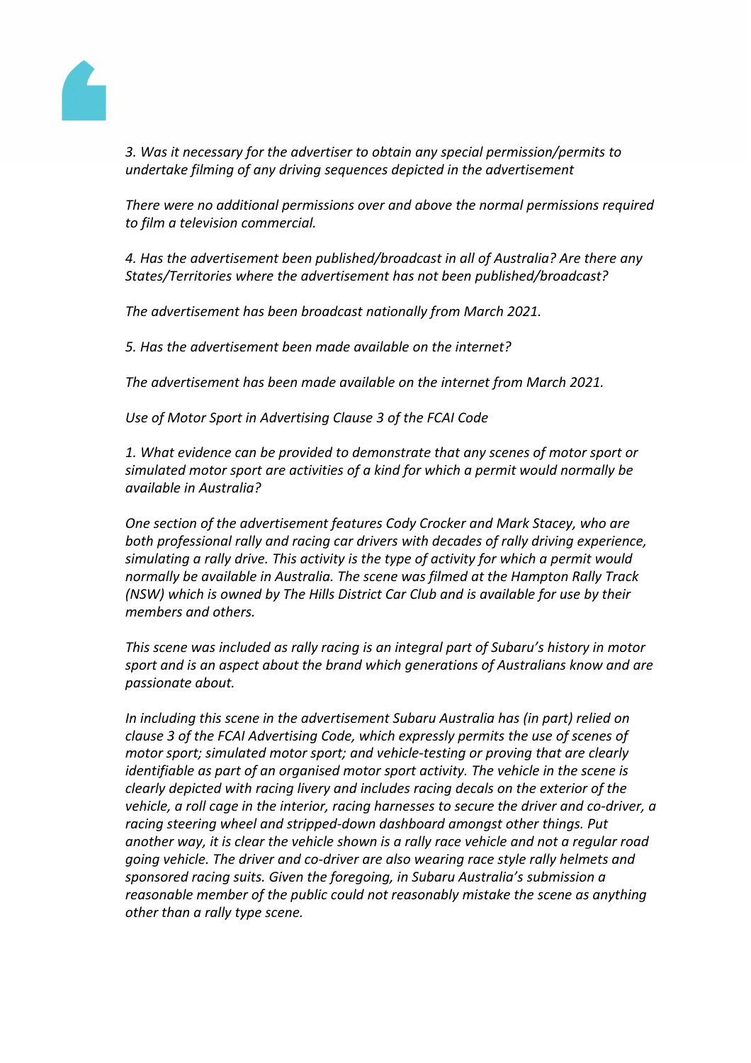*3. Was it necessary for the advertiser to obtain any special permission/permits to undertake filming of any driving sequences depicted in the advertisement*

*There were no additional permissions over and above the normal permissions required to film a television commercial.*

*4. Has the advertisement been published/broadcast in all of Australia? Are there any States/Territories where the advertisement has not been published/broadcast?*

*The advertisement has been broadcast nationally from March 2021.*

*5. Has the advertisement been made available on the internet?*

*The advertisement has been made available on the internet from March 2021.*

*Use of Motor Sport in Advertising Clause 3 of the FCAI Code*

*1. What evidence can be provided to demonstrate that any scenes of motor sport or simulated motor sport are activities of a kind for which a permit would normally be available in Australia?*

*One section of the advertisement features Cody Crocker and Mark Stacey, who are both professional rally and racing car drivers with decades of rally driving experience, simulating a rally drive. This activity is the type of activity for which a permit would normally be available in Australia. The scene was filmed at the Hampton Rally Track (NSW) which is owned by The Hills District Car Club and is available for use by their members and others.*

*This scene was included as rally racing is an integral part of Subaru's history in motor sport and is an aspect about the brand which generations of Australians know and are passionate about.*

*In including this scene in the advertisement Subaru Australia has (in part) relied on clause 3 of the FCAI Advertising Code, which expressly permits the use of scenes of motor sport; simulated motor sport; and vehicle-testing or proving that are clearly identifiable as part of an organised motor sport activity. The vehicle in the scene is clearly depicted with racing livery and includes racing decals on the exterior of the vehicle, a roll cage in the interior, racing harnesses to secure the driver and co-driver, a racing steering wheel and stripped-down dashboard amongst other things. Put another way, it is clear the vehicle shown is a rally race vehicle and not a regular road going vehicle. The driver and co-driver are also wearing race style rally helmets and sponsored racing suits. Given the foregoing, in Subaru Australia's submission a reasonable member of the public could not reasonably mistake the scene as anything other than a rally type scene.*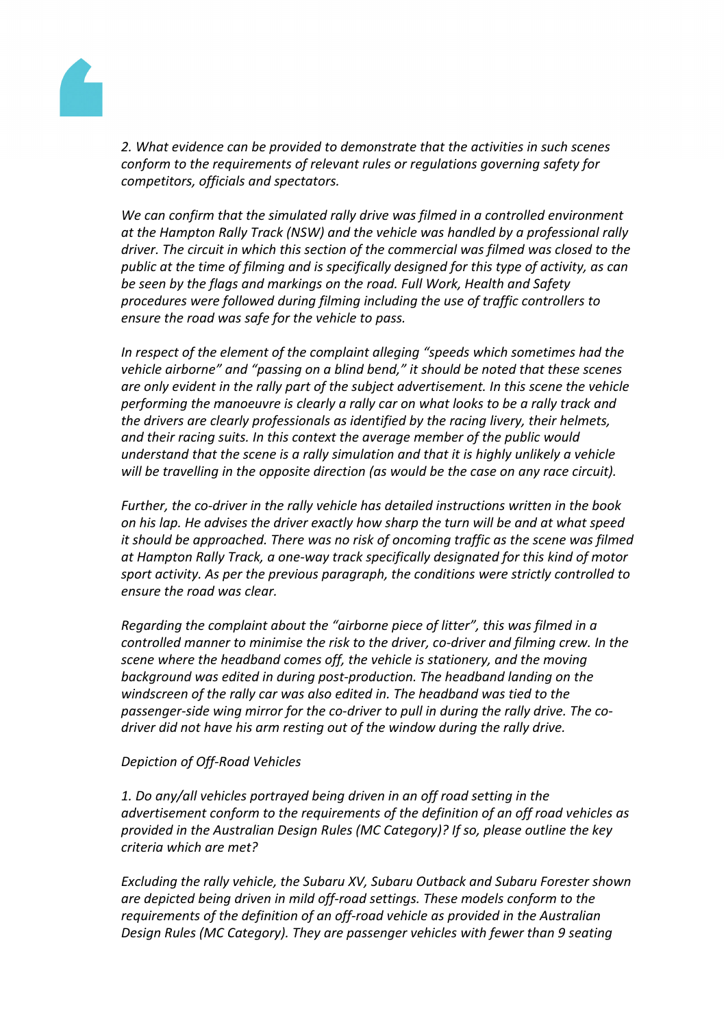*2. What evidence can be provided to demonstrate that the activities in such scenes conform to the requirements of relevant rules or regulations governing safety for competitors, officials and spectators.*

*We can confirm that the simulated rally drive was filmed in a controlled environment at the Hampton Rally Track (NSW) and the vehicle was handled by a professional rally driver. The circuit in which this section of the commercial was filmed was closed to the public at the time of filming and is specifically designed for this type of activity, as can be seen by the flags and markings on the road. Full Work, Health and Safety procedures were followed during filming including the use of traffic controllers to ensure the road was safe for the vehicle to pass.*

*In respect of the element of the complaint alleging "speeds which sometimes had the vehicle airborne" and "passing on a blind bend," it should be noted that these scenes are only evident in the rally part of the subject advertisement. In this scene the vehicle performing the manoeuvre is clearly a rally car on what looks to be a rally track and the drivers are clearly professionals as identified by the racing livery, their helmets, and their racing suits. In this context the average member of the public would understand that the scene is a rally simulation and that it is highly unlikely a vehicle will be travelling in the opposite direction (as would be the case on any race circuit).*

*Further, the co-driver in the rally vehicle has detailed instructions written in the book on his lap. He advises the driver exactly how sharp the turn will be and at what speed it should be approached. There was no risk of oncoming traffic as the scene was filmed at Hampton Rally Track, a one-way track specifically designated for this kind of motor sport activity. As per the previous paragraph, the conditions were strictly controlled to ensure the road was clear.*

*Regarding the complaint about the "airborne piece of litter", this was filmed in a controlled manner to minimise the risk to the driver, co-driver and filming crew. In the scene where the headband comes off, the vehicle is stationery, and the moving background was edited in during post-production. The headband landing on the windscreen of the rally car was also edited in. The headband was tied to the passenger-side wing mirror for the co-driver to pull in during the rally drive. The co-driver did not have his arm resting out of the window during the rally drive.*

*Depiction of Off-Road Vehicles*

*1. Do any/all vehicles portrayed being driven in an off road setting in the advertisement conform to the requirements of the definition of an off road vehicles as provided in the Australian Design Rules (MC Category)? If so, please outline the key criteria which are met?*

*Excluding the rally vehicle, the Subaru XV, Subaru Outback and Subaru Forester shown are depicted being driven in mild off-road settings. These models conform to the requirements of the definition of an off-road vehicle as provided in the Australian Design Rules (MC Category). They are passenger vehicles with fewer than 9 seating*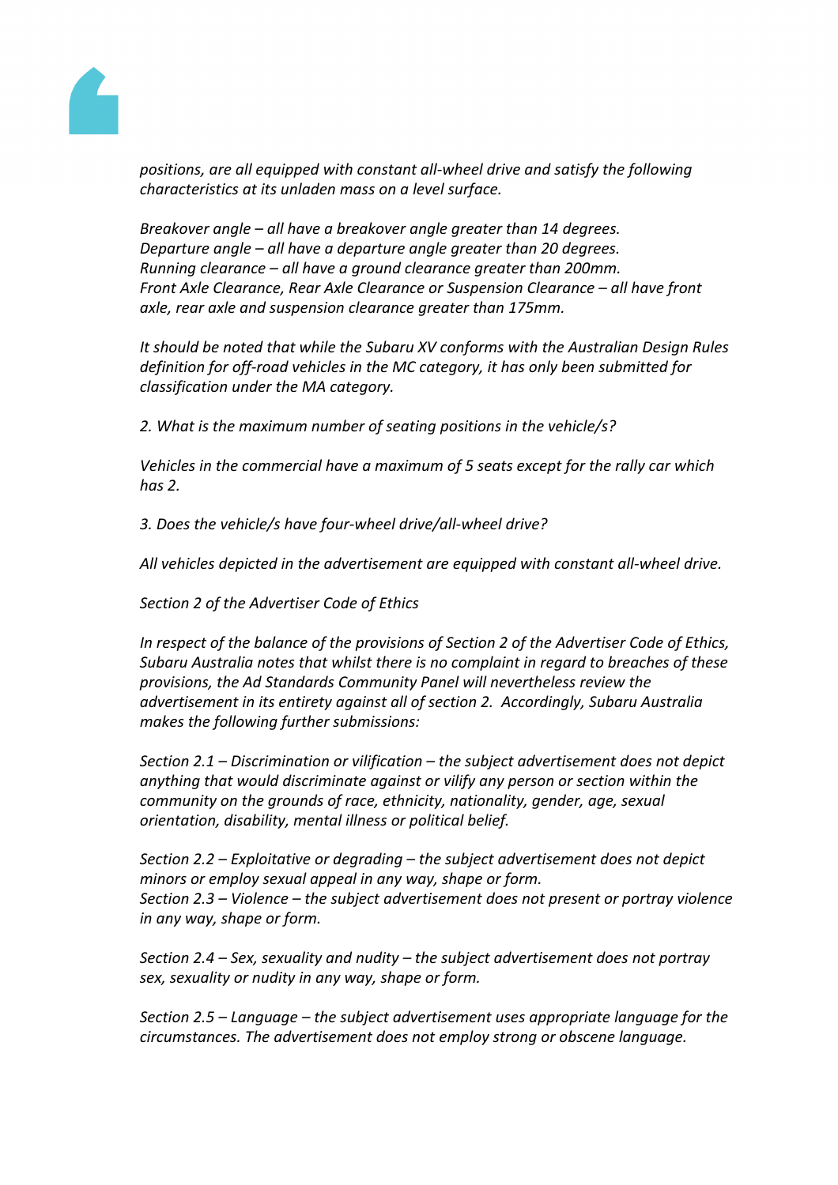*positions, are all equipped with constant all-wheel drive and satisfy the following characteristics at its unladen mass on a level surface.*

*Breakover angle – all have a breakover angle greater than 14 degrees.*
*Departure angle – all have a departure angle greater than 20 degrees.*
*Running clearance – all have a ground clearance greater than 200mm.*
*Front Axle Clearance, Rear Axle Clearance or Suspension Clearance – all have front axle, rear axle and suspension clearance greater than 175mm.*

*It should be noted that while the Subaru XV conforms with the Australian Design Rules definition for off-road vehicles in the MC category, it has only been submitted for classification under the MA category.*

*2. What is the maximum number of seating positions in the vehicle/s?*

*Vehicles in the commercial have a maximum of 5 seats except for the rally car which has 2.*

*3. Does the vehicle/s have four-wheel drive/all-wheel drive?*

*All vehicles depicted in the advertisement are equipped with constant all-wheel drive.*

*Section 2 of the Advertiser Code of Ethics*

*In respect of the balance of the provisions of Section 2 of the Advertiser Code of Ethics, Subaru Australia notes that whilst there is no complaint in regard to breaches of these provisions, the Ad Standards Community Panel will nevertheless review the advertisement in its entirety against all of section 2. Accordingly, Subaru Australia makes the following further submissions:*

*Section 2.1 – Discrimination or vilification – the subject advertisement does not depict anything that would discriminate against or vilify any person or section within the community on the grounds of race, ethnicity, nationality, gender, age, sexual orientation, disability, mental illness or political belief.*

*Section 2.2 – Exploitative or degrading – the subject advertisement does not depict minors or employ sexual appeal in any way, shape or form.*
*Section 2.3 – Violence – the subject advertisement does not present or portray violence in any way, shape or form.*

*Section 2.4 – Sex, sexuality and nudity – the subject advertisement does not portray sex, sexuality or nudity in any way, shape or form.*

*Section 2.5 – Language – the subject advertisement uses appropriate language for the circumstances. The advertisement does not employ strong or obscene language.*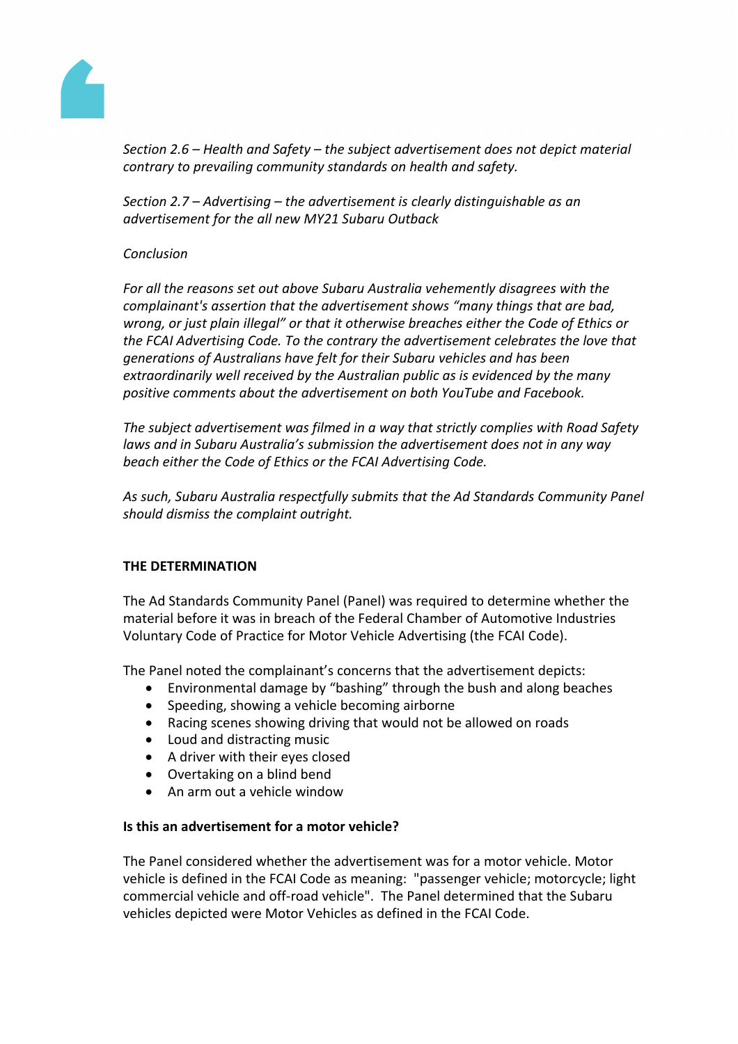*Section 2.6 – Health and Safety – the subject advertisement does not depict material contrary to prevailing community standards on health and safety.*

*Section 2.7 – Advertising – the advertisement is clearly distinguishable as an advertisement for the all new MY21 Subaru Outback*

*Conclusion*

*For all the reasons set out above Subaru Australia vehemently disagrees with the complainant's assertion that the advertisement shows "many things that are bad, wrong, or just plain illegal" or that it otherwise breaches either the Code of Ethics or the FCAI Advertising Code. To the contrary the advertisement celebrates the love that generations of Australians have felt for their Subaru vehicles and has been extraordinarily well received by the Australian public as is evidenced by the many positive comments about the advertisement on both YouTube and Facebook.*

*The subject advertisement was filmed in a way that strictly complies with Road Safety laws and in Subaru Australia's submission the advertisement does not in any way beach either the Code of Ethics or the FCAI Advertising Code.*

*As such, Subaru Australia respectfully submits that the Ad Standards Community Panel should dismiss the complaint outright.*

**THE DETERMINATION**

The Ad Standards Community Panel (Panel) was required to determine whether the material before it was in breach of the Federal Chamber of Automotive Industries Voluntary Code of Practice for Motor Vehicle Advertising (the FCAI Code).

The Panel noted the complainant's concerns that the advertisement depicts:

- Environmental damage by "bashing" through the bush and along beaches
- Speeding, showing a vehicle becoming airborne
- Racing scenes showing driving that would not be allowed on roads
- Loud and distracting music
- A driver with their eyes closed
- Overtaking on a blind bend
- An arm out a vehicle window

**Is this an advertisement for a motor vehicle?**

The Panel considered whether the advertisement was for a motor vehicle. Motor vehicle is defined in the FCAI Code as meaning: "passenger vehicle; motorcycle; light commercial vehicle and off-road vehicle". The Panel determined that the Subaru vehicles depicted were Motor Vehicles as defined in the FCAI Code.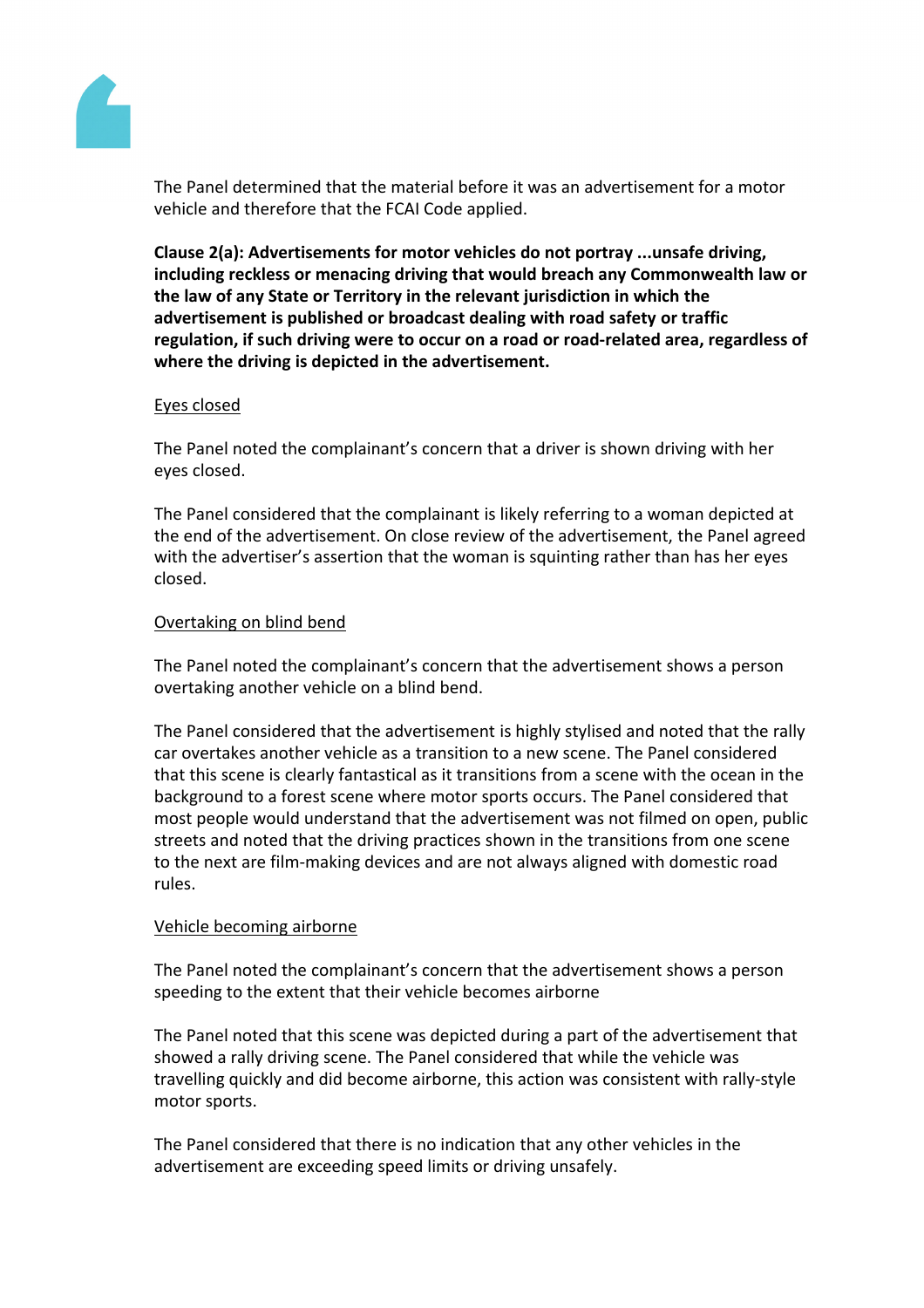The Panel determined that the material before it was an advertisement for a motor vehicle and therefore that the FCAI Code applied.

**Clause 2(a): Advertisements for motor vehicles do not portray ...unsafe driving, including reckless or menacing driving that would breach any Commonwealth law or the law of any State or Territory in the relevant jurisdiction in which the advertisement is published or broadcast dealing with road safety or traffic regulation, if such driving were to occur on a road or road-related area, regardless of where the driving is depicted in the advertisement.**

Eyes closed

The Panel noted the complainant's concern that a driver is shown driving with her eyes closed.

The Panel considered that the complainant is likely referring to a woman depicted at the end of the advertisement. On close review of the advertisement, the Panel agreed with the advertiser's assertion that the woman is squinting rather than has her eyes closed.

Overtaking on blind bend

The Panel noted the complainant's concern that the advertisement shows a person overtaking another vehicle on a blind bend.

The Panel considered that the advertisement is highly stylised and noted that the rally car overtakes another vehicle as a transition to a new scene. The Panel considered that this scene is clearly fantastical as it transitions from a scene with the ocean in the background to a forest scene where motor sports occurs. The Panel considered that most people would understand that the advertisement was not filmed on open, public streets and noted that the driving practices shown in the transitions from one scene to the next are film-making devices and are not always aligned with domestic road rules.

Vehicle becoming airborne

The Panel noted the complainant's concern that the advertisement shows a person speeding to the extent that their vehicle becomes airborne

The Panel noted that this scene was depicted during a part of the advertisement that showed a rally driving scene. The Panel considered that while the vehicle was travelling quickly and did become airborne, this action was consistent with rally-style motor sports.

The Panel considered that there is no indication that any other vehicles in the advertisement are exceeding speed limits or driving unsafely.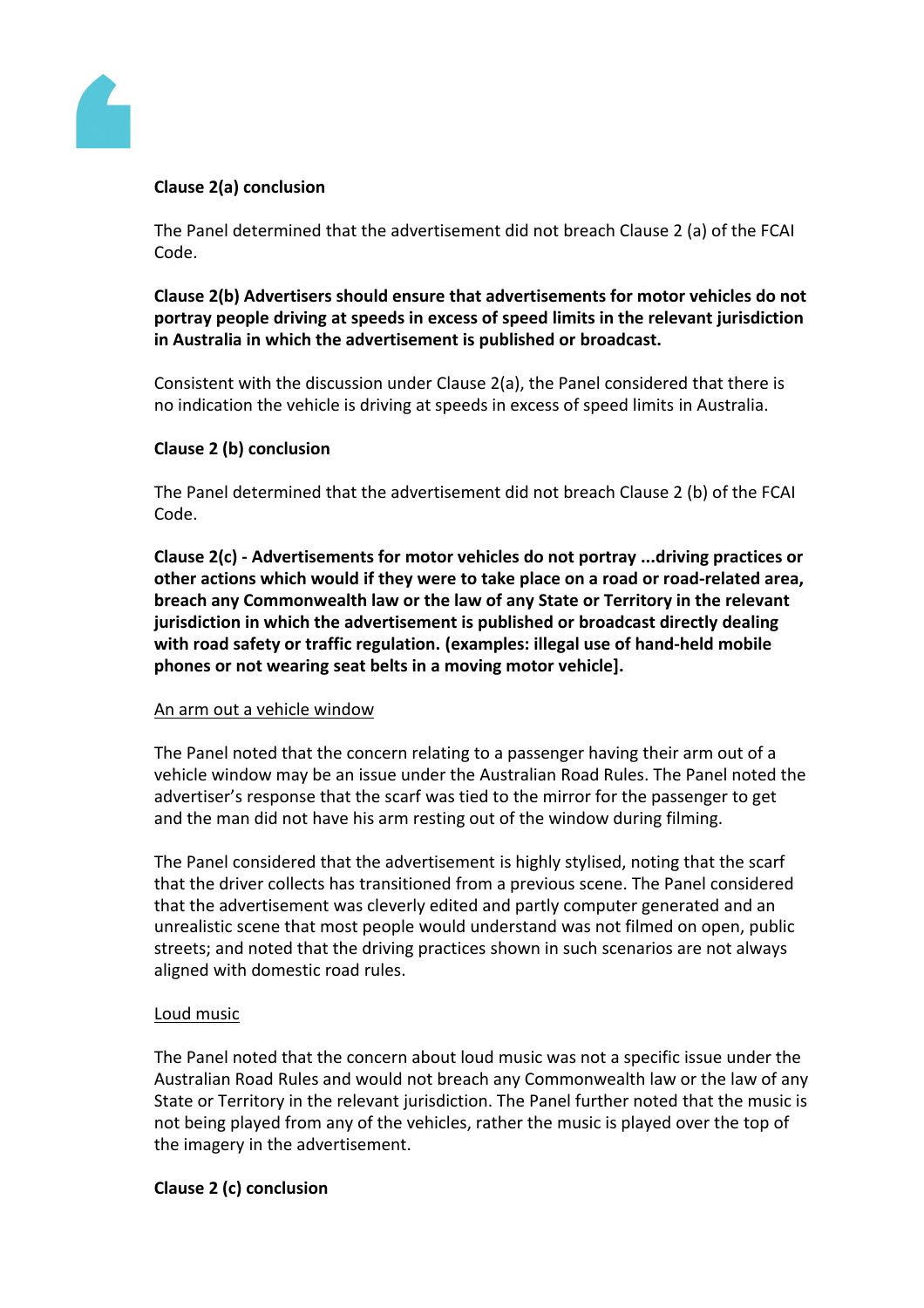**Clause 2(a) conclusion**

The Panel determined that the advertisement did not breach Clause 2 (a) of the FCAI Code.

**Clause 2(b) Advertisers should ensure that advertisements for motor vehicles do not portray people driving at speeds in excess of speed limits in the relevant jurisdiction in Australia in which the advertisement is published or broadcast.**

Consistent with the discussion under Clause 2(a), the Panel considered that there is no indication the vehicle is driving at speeds in excess of speed limits in Australia.

**Clause 2 (b) conclusion**

The Panel determined that the advertisement did not breach Clause 2 (b) of the FCAI Code.

**Clause 2(c) - Advertisements for motor vehicles do not portray ...driving practices or other actions which would if they were to take place on a road or road-related area, breach any Commonwealth law or the law of any State or Territory in the relevant jurisdiction in which the advertisement is published or broadcast directly dealing with road safety or traffic regulation. (examples: illegal use of hand-held mobile phones or not wearing seat belts in a moving motor vehicle].**

<u>An arm out a vehicle window</u>

The Panel noted that the concern relating to a passenger having their arm out of a vehicle window may be an issue under the Australian Road Rules. The Panel noted the advertiser's response that the scarf was tied to the mirror for the passenger to get and the man did not have his arm resting out of the window during filming.

The Panel considered that the advertisement is highly stylised, noting that the scarf that the driver collects has transitioned from a previous scene. The Panel considered that the advertisement was cleverly edited and partly computer generated and an unrealistic scene that most people would understand was not filmed on open, public streets; and noted that the driving practices shown in such scenarios are not always aligned with domestic road rules.

<u>Loud music</u>

The Panel noted that the concern about loud music was not a specific issue under the Australian Road Rules and would not breach any Commonwealth law or the law of any State or Territory in the relevant jurisdiction. The Panel further noted that the music is not being played from any of the vehicles, rather the music is played over the top of the imagery in the advertisement.

**Clause 2 (c) conclusion**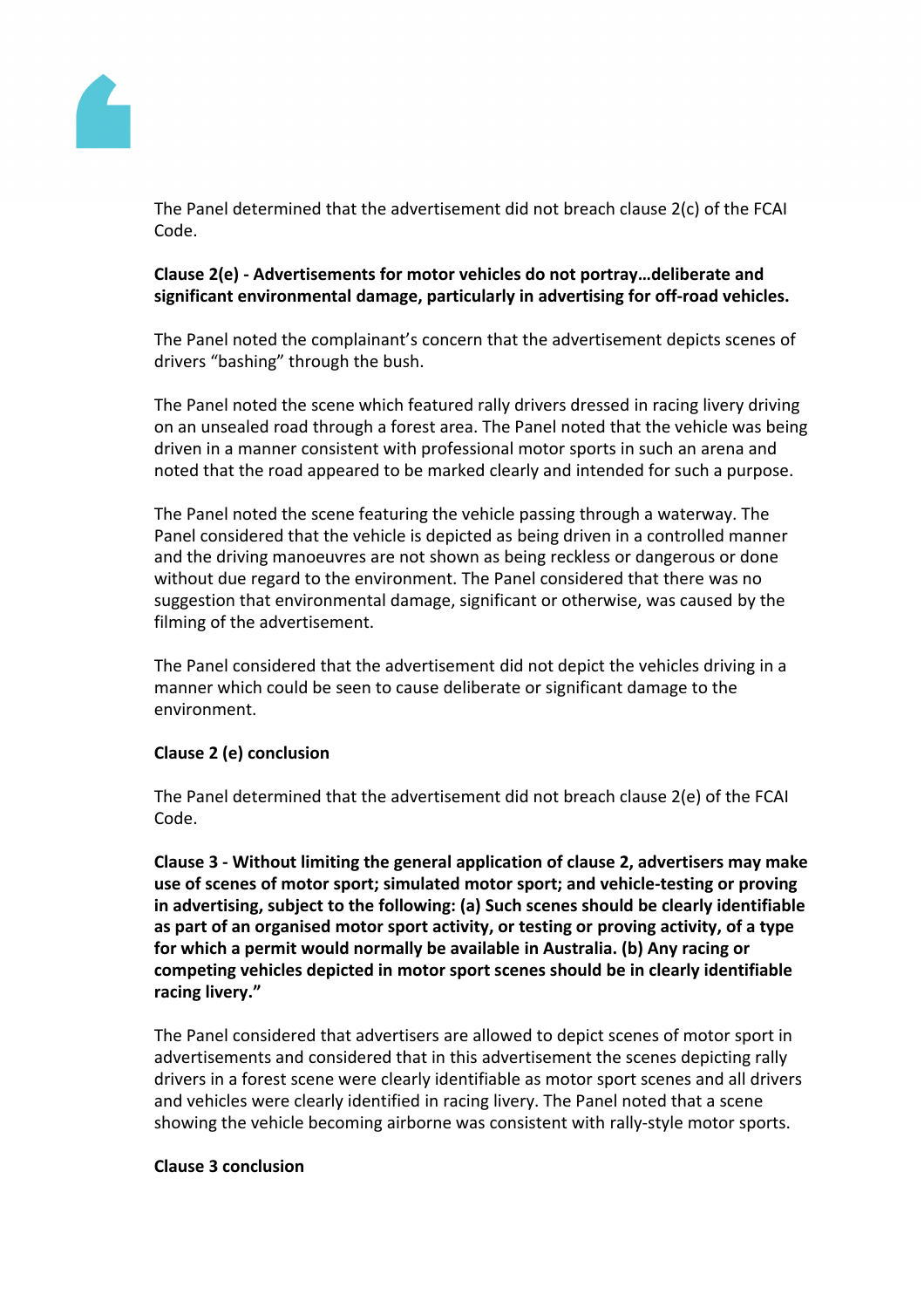The Panel determined that the advertisement did not breach clause 2(c) of the FCAI Code.

**Clause 2(e) - Advertisements for motor vehicles do not portray…deliberate and significant environmental damage, particularly in advertising for off-road vehicles.**

The Panel noted the complainant's concern that the advertisement depicts scenes of drivers "bashing" through the bush.

The Panel noted the scene which featured rally drivers dressed in racing livery driving on an unsealed road through a forest area. The Panel noted that the vehicle was being driven in a manner consistent with professional motor sports in such an arena and noted that the road appeared to be marked clearly and intended for such a purpose.

The Panel noted the scene featuring the vehicle passing through a waterway. The Panel considered that the vehicle is depicted as being driven in a controlled manner and the driving manoeuvres are not shown as being reckless or dangerous or done without due regard to the environment. The Panel considered that there was no suggestion that environmental damage, significant or otherwise, was caused by the filming of the advertisement.

The Panel considered that the advertisement did not depict the vehicles driving in a manner which could be seen to cause deliberate or significant damage to the environment.

**Clause 2 (e) conclusion**

The Panel determined that the advertisement did not breach clause 2(e) of the FCAI Code.

**Clause 3 - Without limiting the general application of clause 2, advertisers may make use of scenes of motor sport; simulated motor sport; and vehicle-testing or proving in advertising, subject to the following: (a) Such scenes should be clearly identifiable as part of an organised motor sport activity, or testing or proving activity, of a type for which a permit would normally be available in Australia. (b) Any racing or competing vehicles depicted in motor sport scenes should be in clearly identifiable racing livery."**

The Panel considered that advertisers are allowed to depict scenes of motor sport in advertisements and considered that in this advertisement the scenes depicting rally drivers in a forest scene were clearly identifiable as motor sport scenes and all drivers and vehicles were clearly identified in racing livery. The Panel noted that a scene showing the vehicle becoming airborne was consistent with rally-style motor sports.

**Clause 3 conclusion**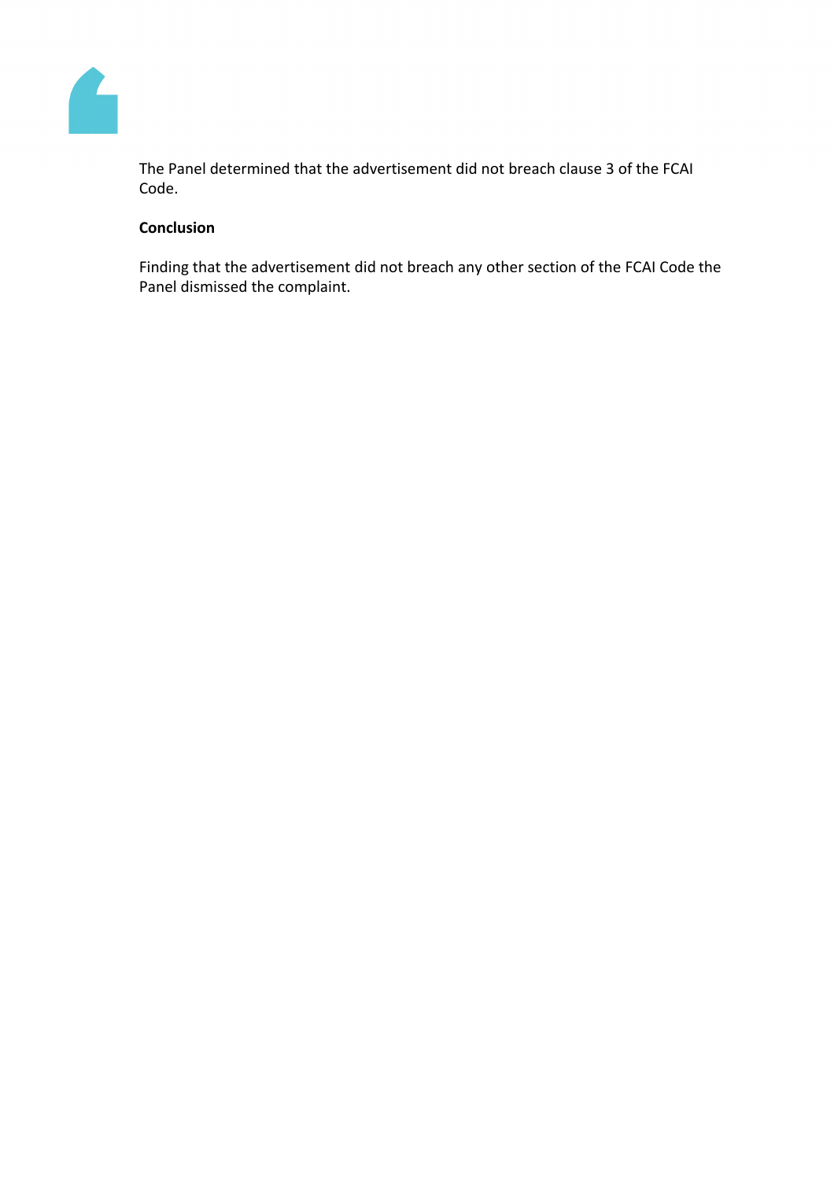The Panel determined that the advertisement did not breach clause 3 of the FCAI Code.

**Conclusion**

Finding that the advertisement did not breach any other section of the FCAI Code the Panel dismissed the complaint.